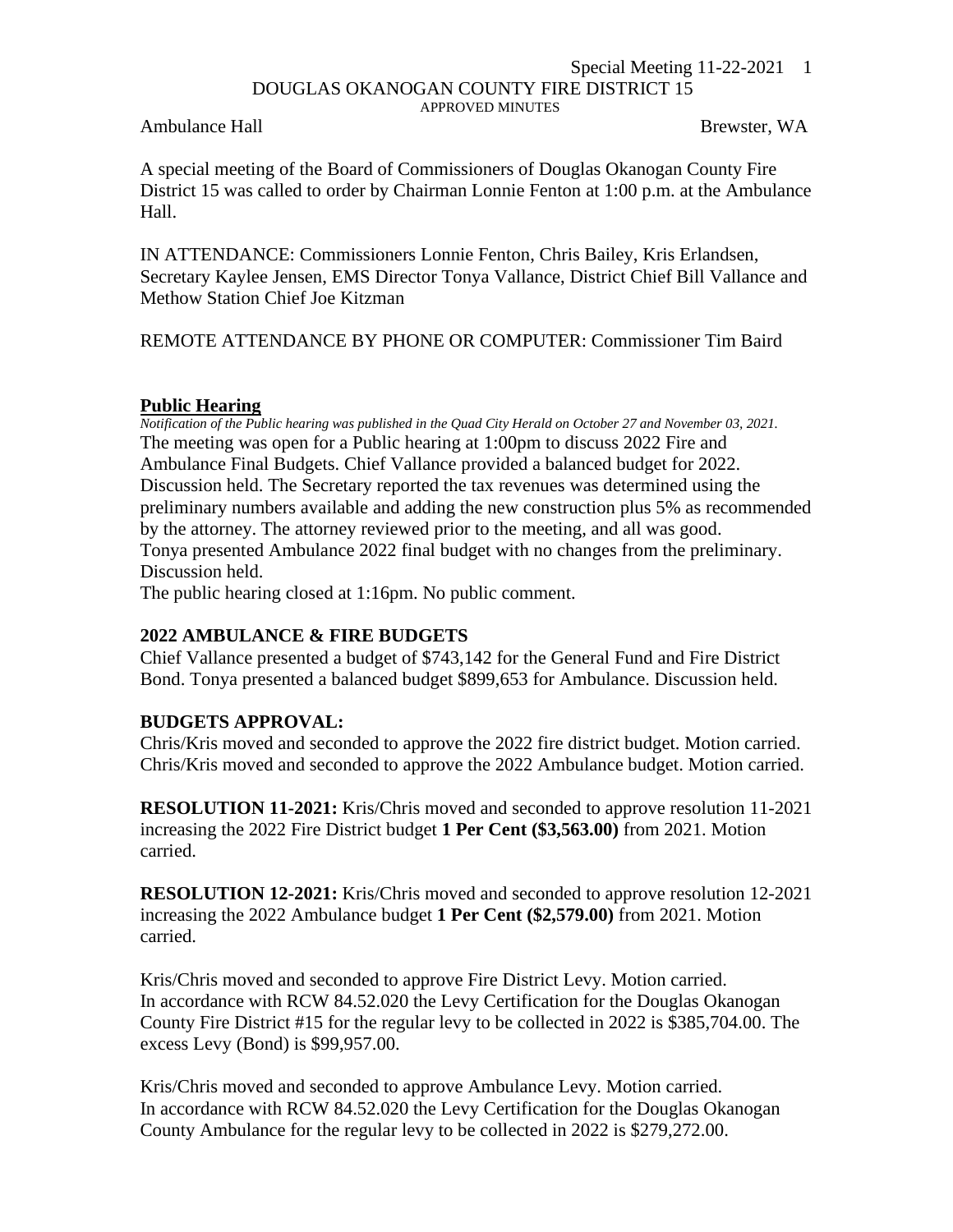DOUGLAS OKANOGAN COUNTY FIRE DISTRICT 15

APPROVED MINUTES

Ambulance Hall Brewster, WA

A special meeting of the Board of Commissioners of Douglas Okanogan County Fire District 15 was called to order by Chairman Lonnie Fenton at 1:00 p.m. at the Ambulance Hall.

IN ATTENDANCE: Commissioners Lonnie Fenton, Chris Bailey, Kris Erlandsen, Secretary Kaylee Jensen, EMS Director Tonya Vallance, District Chief Bill Vallance and Methow Station Chief Joe Kitzman

REMOTE ATTENDANCE BY PHONE OR COMPUTER: Commissioner Tim Baird

**Public Hearing**

*Notification of the Public hearing was published in the Quad City Herald on October 27 and November 03, 2021.*

The meeting was open for a Public hearing at 1:00pm to discuss 2022 Fire and Ambulance Final Budgets. Chief Vallance provided a balanced budget for 2022. Discussion held. The Secretary reported the tax revenues was determined using the preliminary numbers available and adding the new construction plus 5% as recommended by the attorney. The attorney reviewed prior to the meeting, and all was good.
Tonya presented Ambulance 2022 final budget with no changes from the preliminary. Discussion held.
The public hearing closed at 1:16pm. No public comment.

**2022 AMBULANCE & FIRE BUDGETS**

Chief Vallance presented a budget of $743,142 for the General Fund and Fire District Bond. Tonya presented a balanced budget $899,653 for Ambulance. Discussion held.

**BUDGETS APPROVAL:**

Chris/Kris moved and seconded to approve the 2022 fire district budget. Motion carried.
Chris/Kris moved and seconded to approve the 2022 Ambulance budget. Motion carried.

**RESOLUTION 11-2021:** Kris/Chris moved and seconded to approve resolution 11-2021 increasing the 2022 Fire District budget **1 Per Cent ($3,563.00)** from 2021. Motion carried.

**RESOLUTION 12-2021:** Kris/Chris moved and seconded to approve resolution 12-2021 increasing the 2022 Ambulance budget **1 Per Cent ($2,579.00)** from 2021. Motion carried.

Kris/Chris moved and seconded to approve Fire District Levy. Motion carried.
In accordance with RCW 84.52.020 the Levy Certification for the Douglas Okanogan County Fire District #15 for the regular levy to be collected in 2022 is $385,704.00. The excess Levy (Bond) is $99,957.00.

Kris/Chris moved and seconded to approve Ambulance Levy. Motion carried.
In accordance with RCW 84.52.020 the Levy Certification for the Douglas Okanogan County Ambulance for the regular levy to be collected in 2022 is $279,272.00.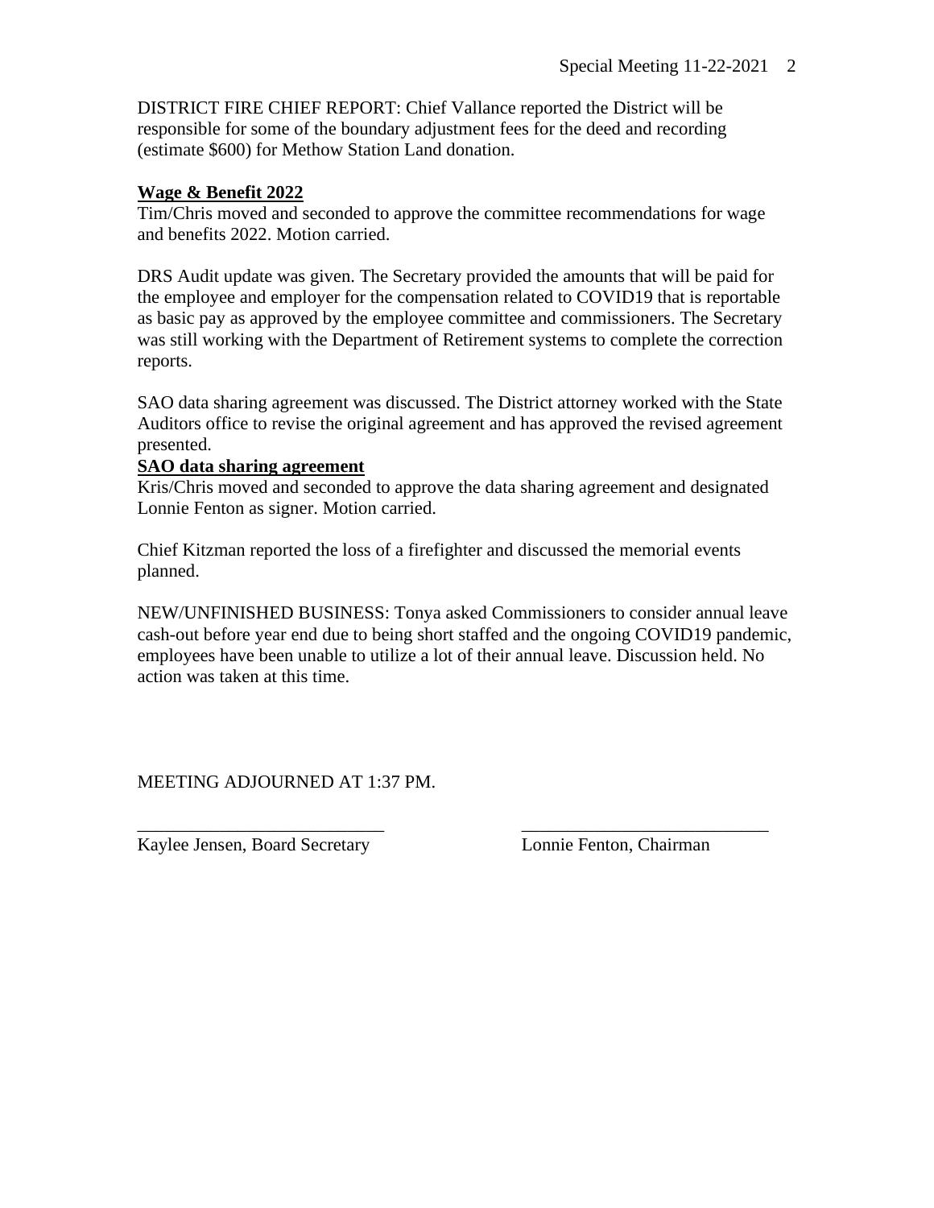DISTRICT FIRE CHIEF REPORT: Chief Vallance reported the District will be responsible for some of the boundary adjustment fees for the deed and recording (estimate $600) for Methow Station Land donation.

**Wage & Benefit 2022**

Tim/Chris moved and seconded to approve the committee recommendations for wage and benefits 2022. Motion carried.

DRS Audit update was given. The Secretary provided the amounts that will be paid for the employee and employer for the compensation related to COVID19 that is reportable as basic pay as approved by the employee committee and commissioners. The Secretary was still working with the Department of Retirement systems to complete the correction reports.

SAO data sharing agreement was discussed. The District attorney worked with the State Auditors office to revise the original agreement and has approved the revised agreement presented.

**SAO data sharing agreement**

Kris/Chris moved and seconded to approve the data sharing agreement and designated Lonnie Fenton as signer. Motion carried.

Chief Kitzman reported the loss of a firefighter and discussed the memorial events planned.

NEW/UNFINISHED BUSINESS: Tonya asked Commissioners to consider annual leave cash-out before year end due to being short staffed and the ongoing COVID19 pandemic, employees have been unable to utilize a lot of their annual leave. Discussion held. No action was taken at this time.

MEETING ADJOURNED AT 1:37 PM.

___________________________ ___________________________

Kaylee Jensen, Board Secretary Lonnie Fenton, Chairman